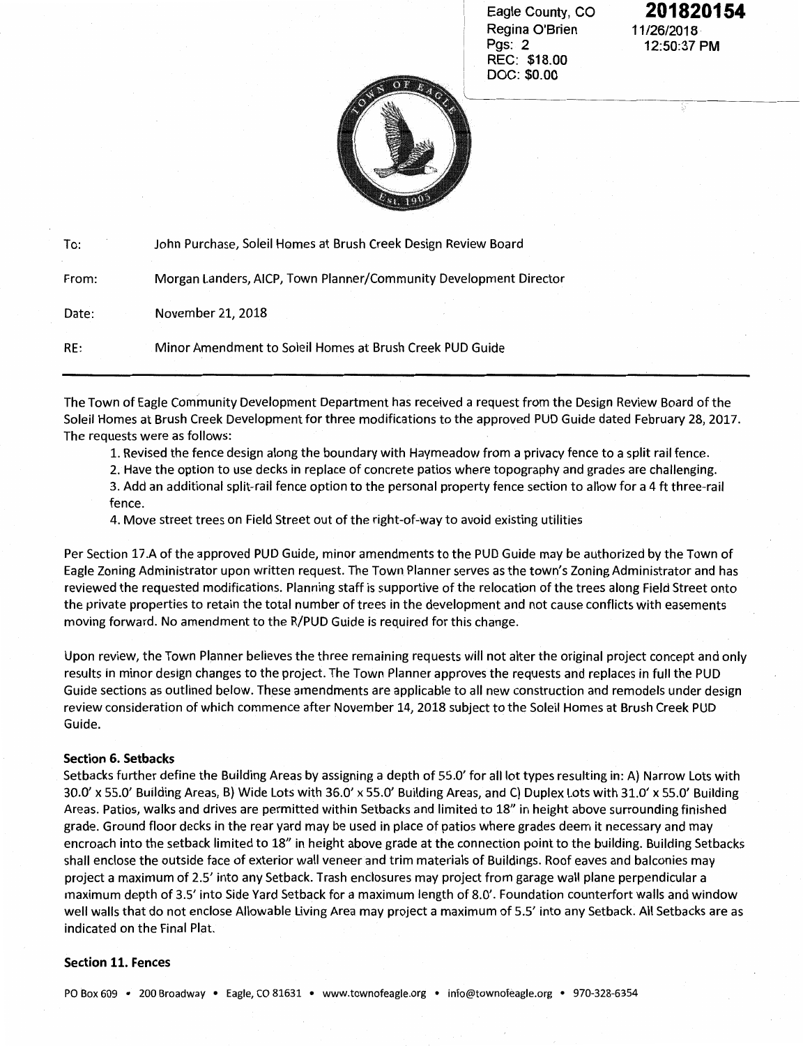Eagle County, CO
Regina O'Brien
Pgs: 2
REC: $18.00
DOC: $0.00

**201820154**
11/26/2018
12:50:37 PM

| | |
|---|---|
| To: | John Purchase, Soleil Homes at Brush Creek Design Review Board |
| From: | Morgan Landers, AICP, Town Planner/Community Development Director |
| Date: | November 21, 2018 |
| RE: | Minor Amendment to Soleil Homes at Brush Creek PUD Guide |

---

The Town of Eagle Community Development Department has received a request from the Design Review Board of the Soleil Homes at Brush Creek Development for three modifications to the approved PUD Guide dated February 28, 2017. The requests were as follows:

1. Revised the fence design along the boundary with Haymeadow from a privacy fence to a split rail fence.
2. Have the option to use decks in replace of concrete patios where topography and grades are challenging.
3. Add an additional split-rail fence option to the personal property fence section to allow for a 4 ft three-rail fence.
4. Move street trees on Field Street out of the right-of-way to avoid existing utilities

Per Section 17.A of the approved PUD Guide, minor amendments to the PUD Guide may be authorized by the Town of Eagle Zoning Administrator upon written request. The Town Planner serves as the town's Zoning Administrator and has reviewed the requested modifications. Planning staff is supportive of the relocation of the trees along Field Street onto the private properties to retain the total number of trees in the development and not cause conflicts with easements moving forward. No amendment to the R/PUD Guide is required for this change.

Upon review, the Town Planner believes the three remaining requests will not alter the original project concept and only results in minor design changes to the project. The Town Planner approves the requests and replaces in full the PUD Guide sections as outlined below. These amendments are applicable to all new construction and remodels under design review consideration of which commence after November 14, 2018 subject to the Soleil Homes at Brush Creek PUD Guide.

**Section 6. Setbacks**

Setbacks further define the Building Areas by assigning a depth of 55.0' for all lot types resulting in: A) Narrow Lots with 30.0' x 55.0' Building Areas, B) Wide Lots with 36.0' x 55.0' Building Areas, and C) Duplex Lots with 31.0' x 55.0' Building Areas. Patios, walks and drives are permitted within Setbacks and limited to 18" in height above surrounding finished grade. Ground floor decks in the rear yard may be used in place of patios where grades deem it necessary and may encroach into the setback limited to 18" in height above grade at the connection point to the building. Building Setbacks shall enclose the outside face of exterior wall veneer and trim materials of Buildings. Roof eaves and balconies may project a maximum of 2.5' into any Setback. Trash enclosures may project from garage wall plane perpendicular a maximum depth of 3.5' into Side Yard Setback for a maximum length of 8.0'. Foundation counterfort walls and window well walls that do not enclose Allowable Living Area may project a maximum of 5.5' into any Setback. All Setbacks are as indicated on the Final Plat.

**Section 11. Fences**

PO Box 609 • 200 Broadway • Eagle, CO 81631 • www.townofeagle.org • info@townofeagle.org • 970-328-6354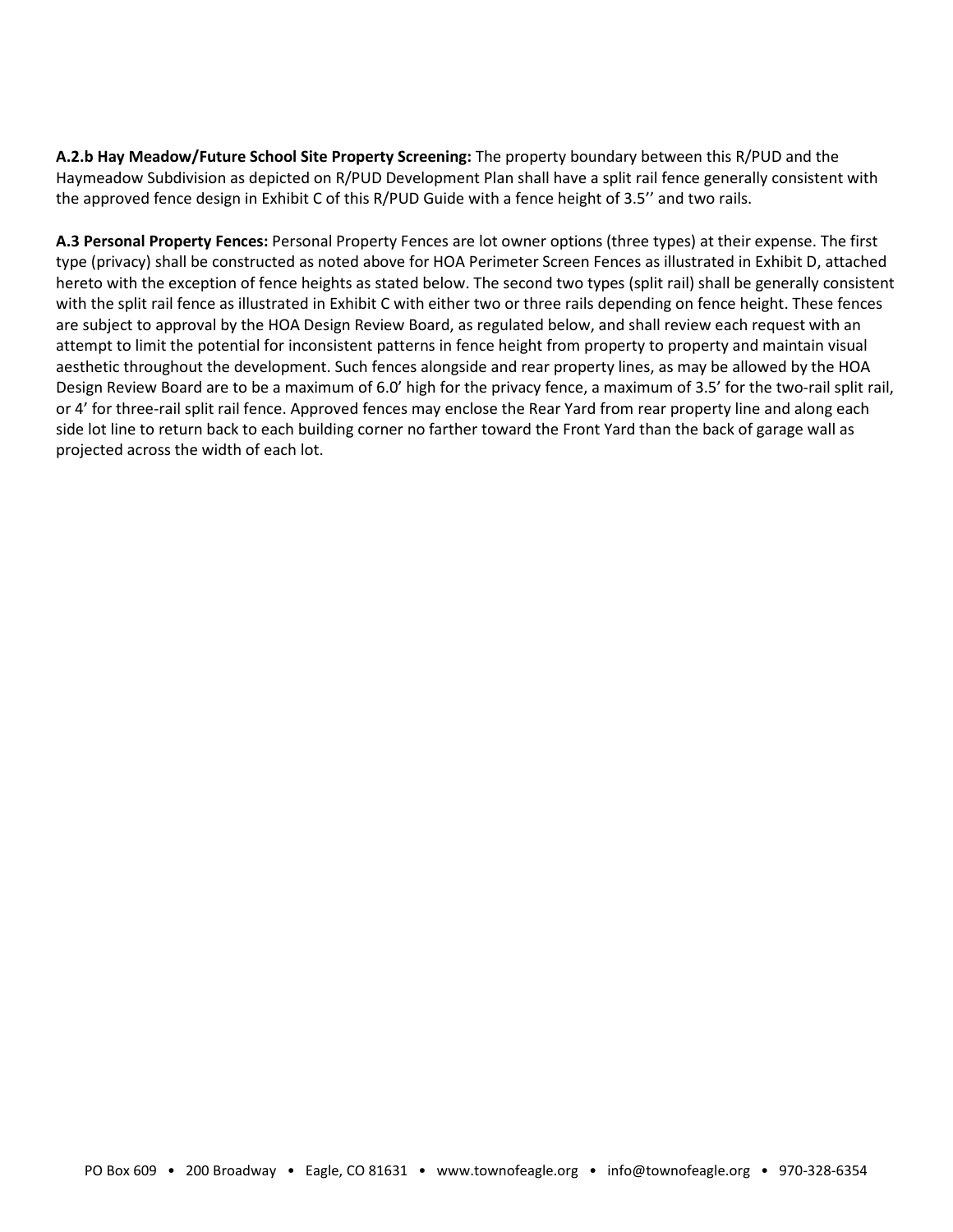**A.2.b Hay Meadow/Future School Site Property Screening:** The property boundary between this R/PUD and the Haymeadow Subdivision as depicted on R/PUD Development Plan shall have a split rail fence generally consistent with the approved fence design in Exhibit C of this R/PUD Guide with a fence height of 3.5'' and two rails.

**A.3 Personal Property Fences:** Personal Property Fences are lot owner options (three types) at their expense. The first type (privacy) shall be constructed as noted above for HOA Perimeter Screen Fences as illustrated in Exhibit D, attached hereto with the exception of fence heights as stated below. The second two types (split rail) shall be generally consistent with the split rail fence as illustrated in Exhibit C with either two or three rails depending on fence height. These fences are subject to approval by the HOA Design Review Board, as regulated below, and shall review each request with an attempt to limit the potential for inconsistent patterns in fence height from property to property and maintain visual aesthetic throughout the development. Such fences alongside and rear property lines, as may be allowed by the HOA Design Review Board are to be a maximum of 6.0' high for the privacy fence, a maximum of 3.5' for the two-rail split rail, or 4' for three-rail split rail fence. Approved fences may enclose the Rear Yard from rear property line and along each side lot line to return back to each building corner no farther toward the Front Yard than the back of garage wall as projected across the width of each lot.